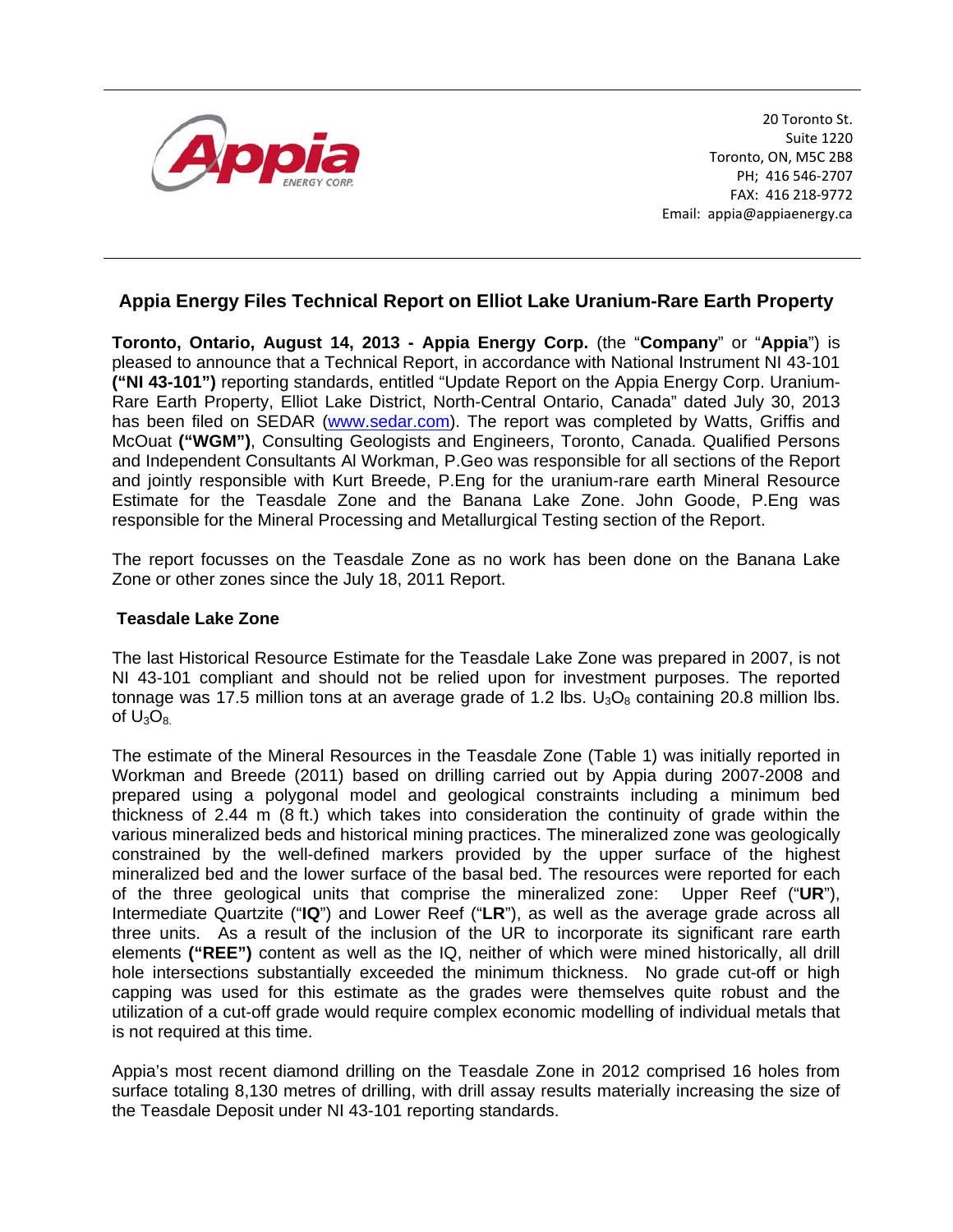20 Toronto St.
Suite 1220
Toronto, ON, M5C 2B8
PH; 416 546-2707
FAX: 416 218-9772
Email: appia@appiaenergy.ca

## Appia Energy Files Technical Report on Elliot Lake Uranium-Rare Earth Property

**Toronto, Ontario, August 14, 2013 - Appia Energy Corp.** (the "**Company**" or "**Appia**") is pleased to announce that a Technical Report, in accordance with National Instrument NI 43-101 **("NI 43-101")** reporting standards, entitled "Update Report on the Appia Energy Corp. Uranium-Rare Earth Property, Elliot Lake District, North-Central Ontario, Canada" dated July 30, 2013 has been filed on SEDAR (www.sedar.com). The report was completed by Watts, Griffis and McOuat **("WGM")**, Consulting Geologists and Engineers, Toronto, Canada. Qualified Persons and Independent Consultants Al Workman, P.Geo was responsible for all sections of the Report and jointly responsible with Kurt Breede, P.Eng for the uranium-rare earth Mineral Resource Estimate for the Teasdale Zone and the Banana Lake Zone. John Goode, P.Eng was responsible for the Mineral Processing and Metallurgical Testing section of the Report.

The report focusses on the Teasdale Zone as no work has been done on the Banana Lake Zone or other zones since the July 18, 2011 Report.

### Teasdale Lake Zone

The last Historical Resource Estimate for the Teasdale Lake Zone was prepared in 2007, is not NI 43-101 compliant and should not be relied upon for investment purposes. The reported tonnage was 17.5 million tons at an average grade of 1.2 lbs. $U_3O_8$ containing 20.8 million lbs. of $U_3O_8$.

The estimate of the Mineral Resources in the Teasdale Zone (Table 1) was initially reported in Workman and Breede (2011) based on drilling carried out by Appia during 2007-2008 and prepared using a polygonal model and geological constraints including a minimum bed thickness of 2.44 m (8 ft.) which takes into consideration the continuity of grade within the various mineralized beds and historical mining practices. The mineralized zone was geologically constrained by the well-defined markers provided by the upper surface of the highest mineralized bed and the lower surface of the basal bed. The resources were reported for each of the three geological units that comprise the mineralized zone: Upper Reef ("**UR**"), Intermediate Quartzite ("**IQ**") and Lower Reef ("**LR**"), as well as the average grade across all three units. As a result of the inclusion of the UR to incorporate its significant rare earth elements **("REE")** content as well as the IQ, neither of which were mined historically, all drill hole intersections substantially exceeded the minimum thickness. No grade cut-off or high capping was used for this estimate as the grades were themselves quite robust and the utilization of a cut-off grade would require complex economic modelling of individual metals that is not required at this time.

Appia's most recent diamond drilling on the Teasdale Zone in 2012 comprised 16 holes from surface totaling 8,130 metres of drilling, with drill assay results materially increasing the size of the Teasdale Deposit under NI 43-101 reporting standards.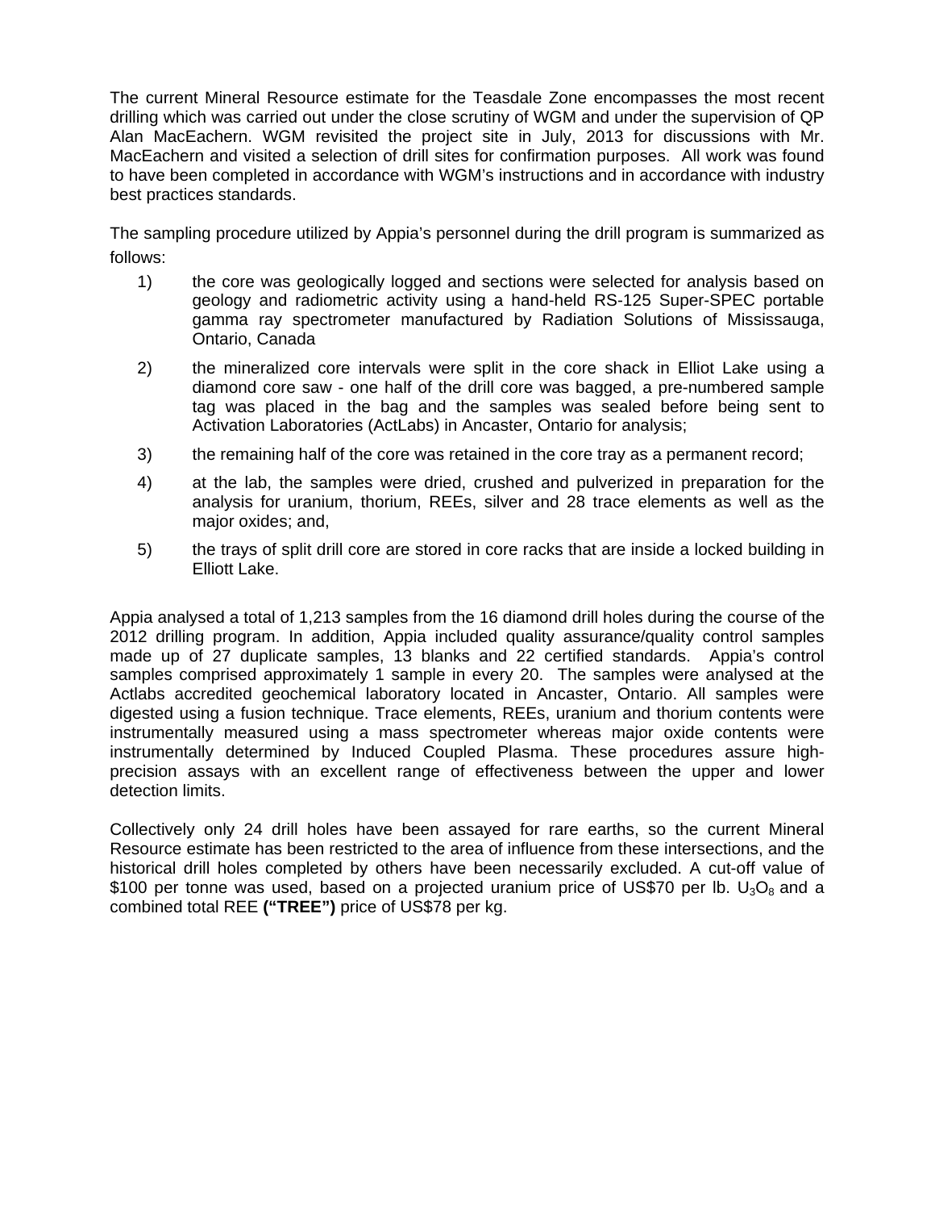The current Mineral Resource estimate for the Teasdale Zone encompasses the most recent drilling which was carried out under the close scrutiny of WGM and under the supervision of QP Alan MacEachern. WGM revisited the project site in July, 2013 for discussions with Mr. MacEachern and visited a selection of drill sites for confirmation purposes. All work was found to have been completed in accordance with WGM's instructions and in accordance with industry best practices standards.

The sampling procedure utilized by Appia's personnel during the drill program is summarized as follows:

1) the core was geologically logged and sections were selected for analysis based on geology and radiometric activity using a hand-held RS-125 Super-SPEC portable gamma ray spectrometer manufactured by Radiation Solutions of Mississauga, Ontario, Canada

2) the mineralized core intervals were split in the core shack in Elliot Lake using a diamond core saw - one half of the drill core was bagged, a pre-numbered sample tag was placed in the bag and the samples was sealed before being sent to Activation Laboratories (ActLabs) in Ancaster, Ontario for analysis;

3) the remaining half of the core was retained in the core tray as a permanent record;

4) at the lab, the samples were dried, crushed and pulverized in preparation for the analysis for uranium, thorium, REEs, silver and 28 trace elements as well as the major oxides; and,

5) the trays of split drill core are stored in core racks that are inside a locked building in Elliott Lake.

Appia analysed a total of 1,213 samples from the 16 diamond drill holes during the course of the 2012 drilling program. In addition, Appia included quality assurance/quality control samples made up of 27 duplicate samples, 13 blanks and 22 certified standards. Appia's control samples comprised approximately 1 sample in every 20. The samples were analysed at the Actlabs accredited geochemical laboratory located in Ancaster, Ontario. All samples were digested using a fusion technique. Trace elements, REEs, uranium and thorium contents were instrumentally measured using a mass spectrometer whereas major oxide contents were instrumentally determined by Induced Coupled Plasma. These procedures assure high-precision assays with an excellent range of effectiveness between the upper and lower detection limits.

Collectively only 24 drill holes have been assayed for rare earths, so the current Mineral Resource estimate has been restricted to the area of influence from these intersections, and the historical drill holes completed by others have been necessarily excluded. A cut-off value of $100 per tonne was used, based on a projected uranium price of US$70 per lb. $U_3O_8$ and a combined total REE **("TREE")** price of US$78 per kg.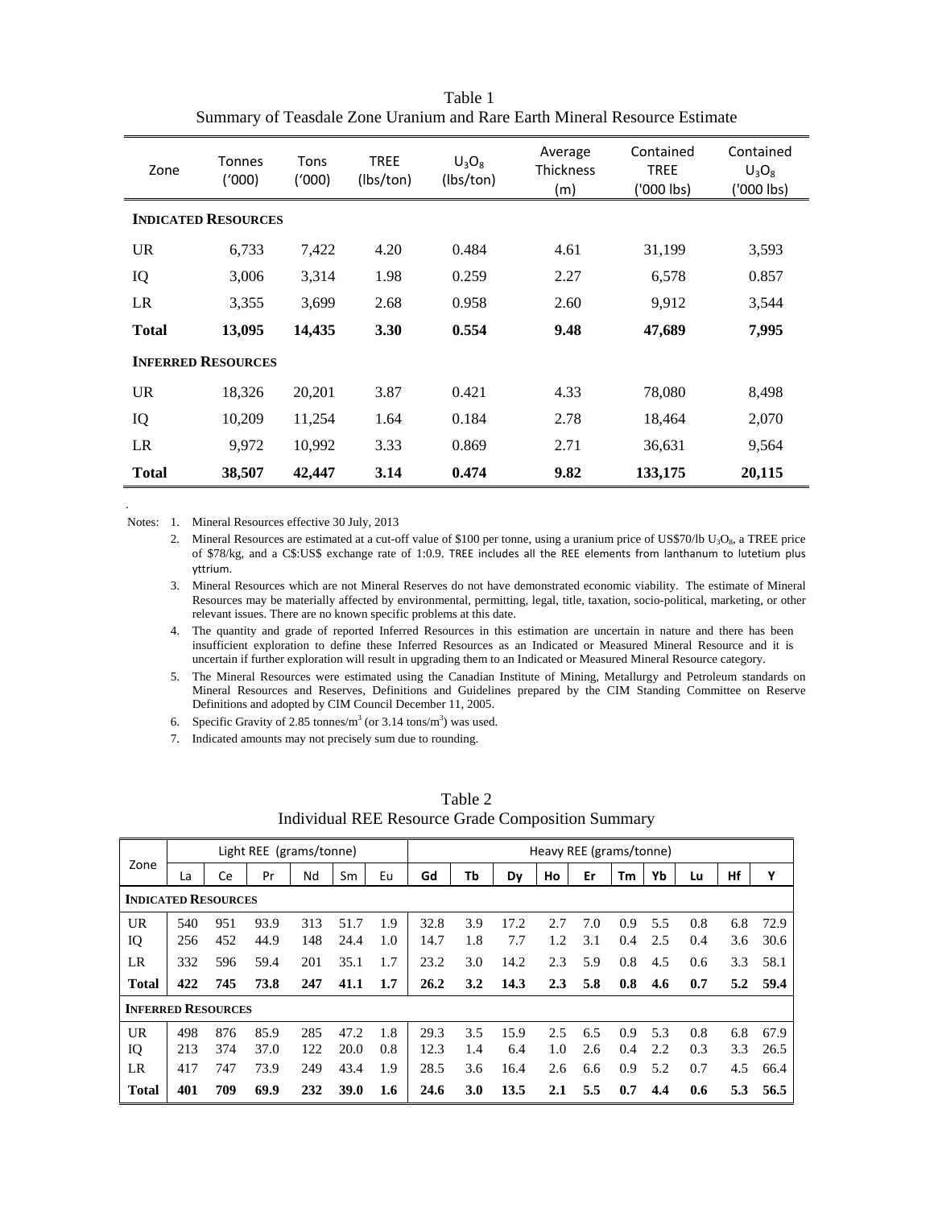Table 1
Summary of Teasdale Zone Uranium and Rare Earth Mineral Resource Estimate

| Zone | Tonnes ('000) | Tons ('000) | TREE (lbs/ton) | $U_3O_8$ (lbs/ton) | Average Thickness (m) | Contained TREE ('000 lbs) | Contained $U_3O_8$ ('000 lbs) |
|---|---|---|---|---|---|---|---|
| **INDICATED RESOURCES** | | | | | | | |
| UR | 6,733 | 7,422 | 4.20 | 0.484 | 4.61 | 31,199 | 3,593 |
| IQ | 3,006 | 3,314 | 1.98 | 0.259 | 2.27 | 6,578 | 0.857 |
| LR | 3,355 | 3,699 | 2.68 | 0.958 | 2.60 | 9,912 | 3,544 |
| **Total** | **13,095** | **14,435** | **3.30** | **0.554** | **9.48** | **47,689** | **7,995** |
| **INFERRED RESOURCES** | | | | | | | |
| UR | 18,326 | 20,201 | 3.87 | 0.421 | 4.33 | 78,080 | 8,498 |
| IQ | 10,209 | 11,254 | 1.64 | 0.184 | 2.78 | 18,464 | 2,070 |
| LR | 9,972 | 10,992 | 3.33 | 0.869 | 2.71 | 36,631 | 9,564 |
| **Total** | **38,507** | **42,447** | **3.14** | **0.474** | **9.82** | **133,175** | **20,115** |

Notes:
1. Mineral Resources effective 30 July, 2013
2. Mineral Resources are estimated at a cut-off value of $100 per tonne, using a uranium price of US$70/lb $U_3O_8$, a TREE price of $78/kg, and a C$:US$ exchange rate of 1:0.9. TREE includes all the REE elements from lanthanum to lutetium plus yttrium.
3. Mineral Resources which are not Mineral Reserves do not have demonstrated economic viability. The estimate of Mineral Resources may be materially affected by environmental, permitting, legal, title, taxation, socio-political, marketing, or other relevant issues. There are no known specific problems at this date.
4. The quantity and grade of reported Inferred Resources in this estimation are uncertain in nature and there has been insufficient exploration to define these Inferred Resources as an Indicated or Measured Mineral Resource and it is uncertain if further exploration will result in upgrading them to an Indicated or Measured Mineral Resource category.
5. The Mineral Resources were estimated using the Canadian Institute of Mining, Metallurgy and Petroleum standards on Mineral Resources and Reserves, Definitions and Guidelines prepared by the CIM Standing Committee on Reserve Definitions and adopted by CIM Council December 11, 2005.
6. Specific Gravity of 2.85 tonnes/$m^3$ (or 3.14 tons/$m^3$) was used.
7. Indicated amounts may not precisely sum due to rounding.

Table 2
Individual REE Resource Grade Composition Summary

| Zone | Light REE (grams/tonne) | | | | | | Heavy REE (grams/tonne) | | | | | | | | | |
|---|---|---|---|---|---|---|---|---|---|---|---|---|---|---|---|---|
| | La | Ce | Pr | Nd | Sm | Eu | **Gd** | **Tb** | **Dy** | **Ho** | **Er** | **Tm** | **Yb** | **Lu** | **Hf** | **Y** |
| **INDICATED RESOURCES** | | | | | | | | | | | | | | | | |
| UR | 540 | 951 | 93.9 | 313 | 51.7 | 1.9 | 32.8 | 3.9 | 17.2 | 2.7 | 7.0 | 0.9 | 5.5 | 0.8 | 6.8 | 72.9 |
| IQ | 256 | 452 | 44.9 | 148 | 24.4 | 1.0 | 14.7 | 1.8 | 7.7 | 1.2 | 3.1 | 0.4 | 2.5 | 0.4 | 3.6 | 30.6 |
| LR | 332 | 596 | 59.4 | 201 | 35.1 | 1.7 | 23.2 | 3.0 | 14.2 | 2.3 | 5.9 | 0.8 | 4.5 | 0.6 | 3.3 | 58.1 |
| **Total** | **422** | **745** | **73.8** | **247** | **41.1** | **1.7** | **26.2** | **3.2** | **14.3** | **2.3** | **5.8** | **0.8** | **4.6** | **0.7** | **5.2** | **59.4** |
| **INFERRED RESOURCES** | | | | | | | | | | | | | | | | |
| UR | 498 | 876 | 85.9 | 285 | 47.2 | 1.8 | 29.3 | 3.5 | 15.9 | 2.5 | 6.5 | 0.9 | 5.3 | 0.8 | 6.8 | 67.9 |
| IQ | 213 | 374 | 37.0 | 122 | 20.0 | 0.8 | 12.3 | 1.4 | 6.4 | 1.0 | 2.6 | 0.4 | 2.2 | 0.3 | 3.3 | 26.5 |
| LR | 417 | 747 | 73.9 | 249 | 43.4 | 1.9 | 28.5 | 3.6 | 16.4 | 2.6 | 6.6 | 0.9 | 5.2 | 0.7 | 4.5 | 66.4 |
| **Total** | **401** | **709** | **69.9** | **232** | **39.0** | **1.6** | **24.6** | **3.0** | **13.5** | **2.1** | **5.5** | **0.7** | **4.4** | **0.6** | **5.3** | **56.5** |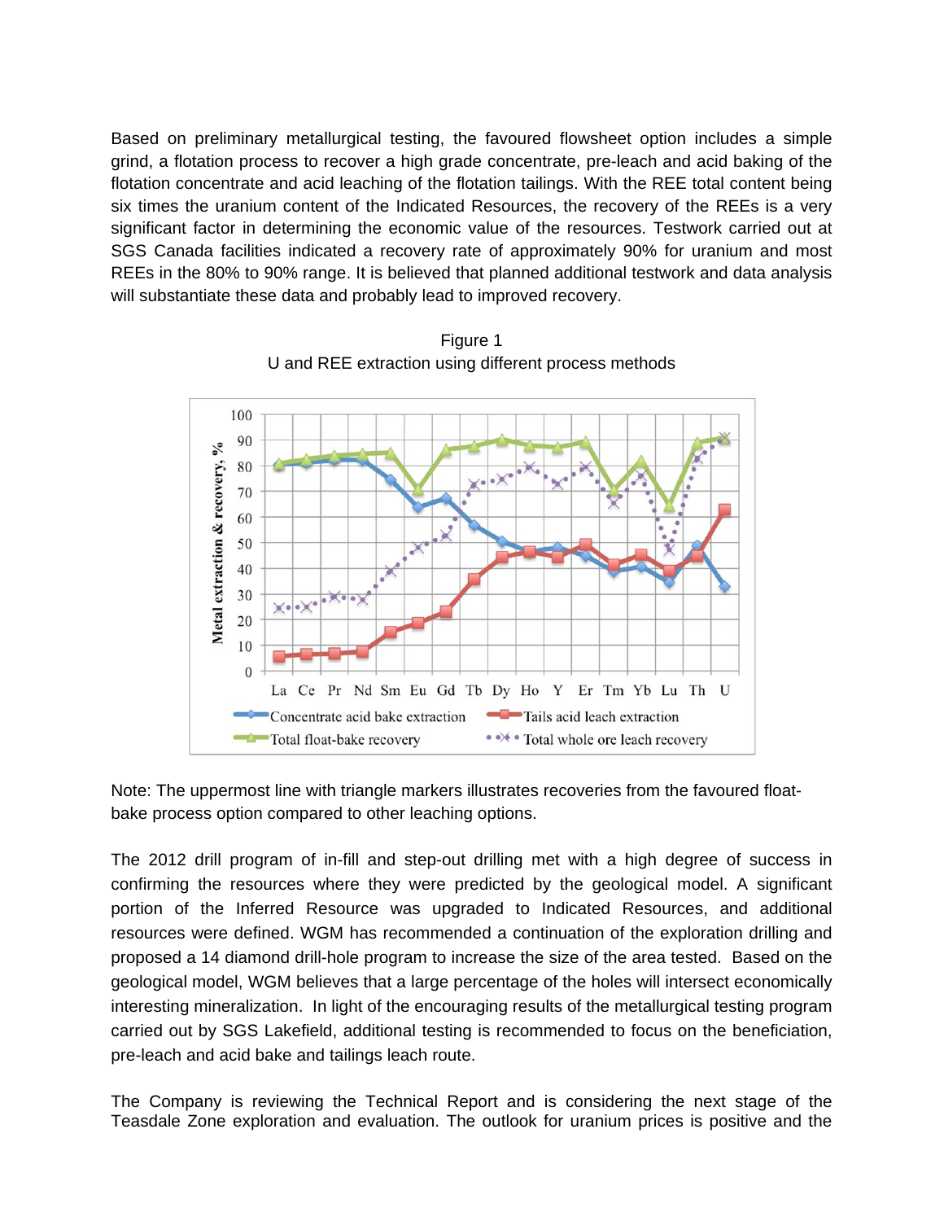Based on preliminary metallurgical testing, the favoured flowsheet option includes a simple grind, a flotation process to recover a high grade concentrate, pre-leach and acid baking of the flotation concentrate and acid leaching of the flotation tailings. With the REE total content being six times the uranium content of the Indicated Resources, the recovery of the REEs is a very significant factor in determining the economic value of the resources. Testwork carried out at SGS Canada facilities indicated a recovery rate of approximately 90% for uranium and most REEs in the 80% to 90% range. It is believed that planned additional testwork and data analysis will substantiate these data and probably lead to improved recovery.

Figure 1
U and REE extraction using different process methods

Note: The uppermost line with triangle markers illustrates recoveries from the favoured float-bake process option compared to other leaching options.

The 2012 drill program of in-fill and step-out drilling met with a high degree of success in confirming the resources where they were predicted by the geological model. A significant portion of the Inferred Resource was upgraded to Indicated Resources, and additional resources were defined. WGM has recommended a continuation of the exploration drilling and proposed a 14 diamond drill-hole program to increase the size of the area tested. Based on the geological model, WGM believes that a large percentage of the holes will intersect economically interesting mineralization. In light of the encouraging results of the metallurgical testing program carried out by SGS Lakefield, additional testing is recommended to focus on the beneficiation, pre-leach and acid bake and tailings leach route.

The Company is reviewing the Technical Report and is considering the next stage of the Teasdale Zone exploration and evaluation. The outlook for uranium prices is positive and the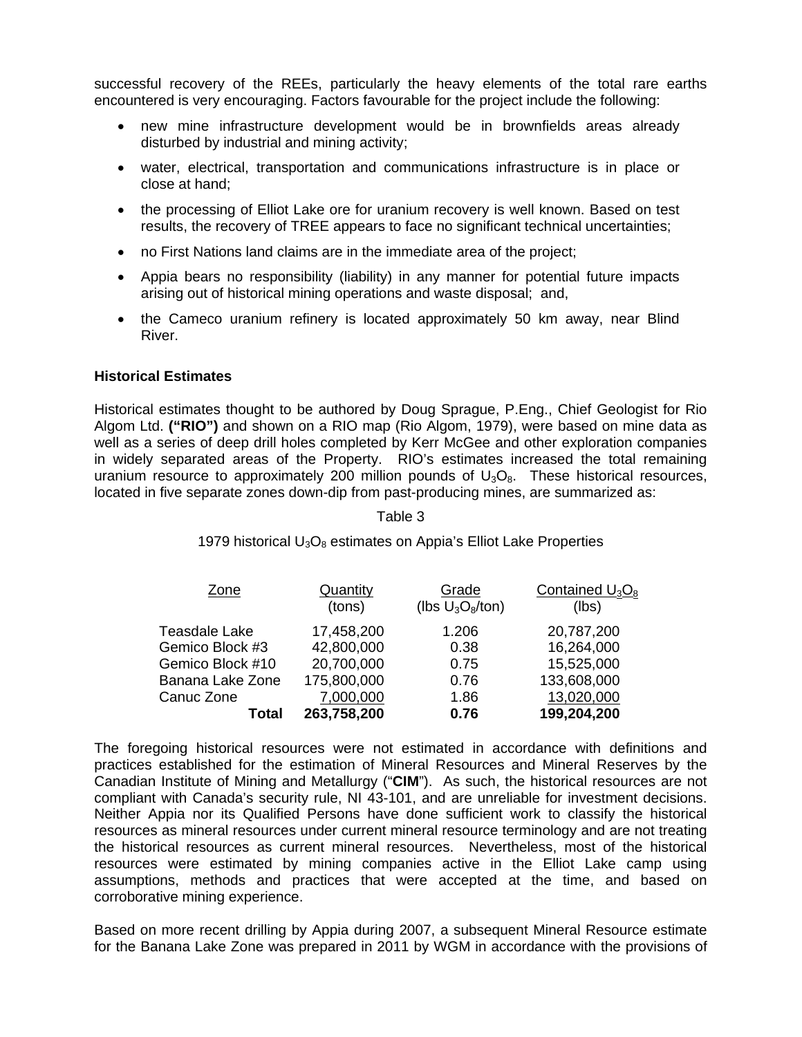successful recovery of the REEs, particularly the heavy elements of the total rare earths encountered is very encouraging. Factors favourable for the project include the following:

- new mine infrastructure development would be in brownfields areas already disturbed by industrial and mining activity;
- water, electrical, transportation and communications infrastructure is in place or close at hand;
- the processing of Elliot Lake ore for uranium recovery is well known. Based on test results, the recovery of TREE appears to face no significant technical uncertainties;
- no First Nations land claims are in the immediate area of the project;
- Appia bears no responsibility (liability) in any manner for potential future impacts arising out of historical mining operations and waste disposal; and,
- the Cameco uranium refinery is located approximately 50 km away, near Blind River.

**Historical Estimates**

Historical estimates thought to be authored by Doug Sprague, P.Eng., Chief Geologist for Rio Algom Ltd. **("RIO")** and shown on a RIO map (Rio Algom, 1979), were based on mine data as well as a series of deep drill holes completed by Kerr McGee and other exploration companies in widely separated areas of the Property. RIO's estimates increased the total remaining uranium resource to approximately 200 million pounds of $U_3O_8$. These historical resources, located in five separate zones down-dip from past-producing mines, are summarized as:

Table 3

1979 historical $U_3O_8$ estimates on Appia's Elliot Lake Properties

| Zone | Quantity (tons) | Grade (lbs $U_3O_8$/ton) | Contained $U_3O_8$ (lbs) |
|---|---|---|---|
| Teasdale Lake | 17,458,200 | 1.206 | 20,787,200 |
| Gemico Block #3 | 42,800,000 | 0.38 | 16,264,000 |
| Gemico Block #10 | 20,700,000 | 0.75 | 15,525,000 |
| Banana Lake Zone | 175,800,000 | 0.76 | 133,608,000 |
| Canuc Zone | 7,000,000 | 1.86 | 13,020,000 |
| **Total** | **263,758,200** | **0.76** | **199,204,200** |

The foregoing historical resources were not estimated in accordance with definitions and practices established for the estimation of Mineral Resources and Mineral Reserves by the Canadian Institute of Mining and Metallurgy ("**CIM**"). As such, the historical resources are not compliant with Canada's security rule, NI 43-101, and are unreliable for investment decisions. Neither Appia nor its Qualified Persons have done sufficient work to classify the historical resources as mineral resources under current mineral resource terminology and are not treating the historical resources as current mineral resources. Nevertheless, most of the historical resources were estimated by mining companies active in the Elliot Lake camp using assumptions, methods and practices that were accepted at the time, and based on corroborative mining experience.

Based on more recent drilling by Appia during 2007, a subsequent Mineral Resource estimate for the Banana Lake Zone was prepared in 2011 by WGM in accordance with the provisions of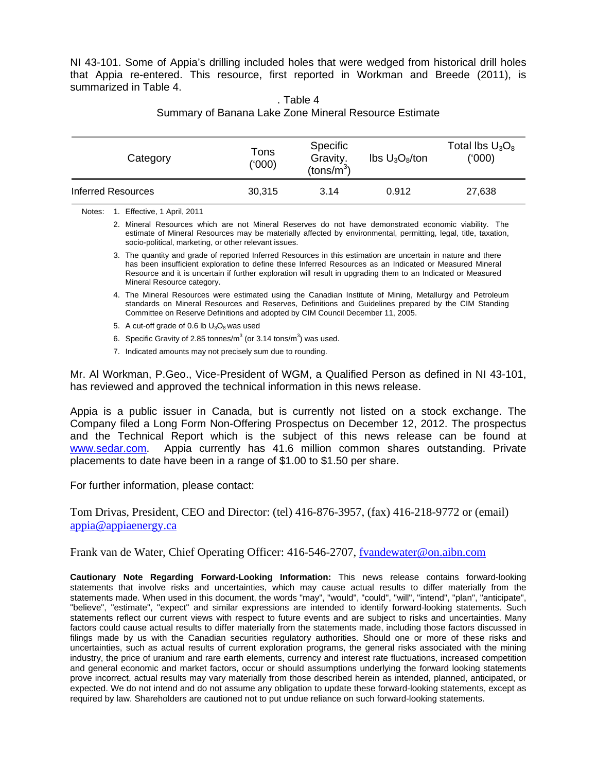NI 43-101. Some of Appia's drilling included holes that were wedged from historical drill holes that Appia re-entered. This resource, first reported in Workman and Breede (2011), is summarized in Table 4.

. Table 4
Summary of Banana Lake Zone Mineral Resource Estimate

| Category | Tons ('000) | Specific Gravity. (tons/$m^3$) | lbs $U_3O_8$/ton | Total lbs $U_3O_8$ ('000) |
|---|---|---|---|---|
| Inferred Resources | 30,315 | 3.14 | 0.912 | 27,638 |

Notes:
1. Effective, 1 April, 2011
2. Mineral Resources which are not Mineral Reserves do not have demonstrated economic viability. The estimate of Mineral Resources may be materially affected by environmental, permitting, legal, title, taxation, socio-political, marketing, or other relevant issues.
3. The quantity and grade of reported Inferred Resources in this estimation are uncertain in nature and there has been insufficient exploration to define these Inferred Resources as an Indicated or Measured Mineral Resource and it is uncertain if further exploration will result in upgrading them to an Indicated or Measured Mineral Resource category.
4. The Mineral Resources were estimated using the Canadian Institute of Mining, Metallurgy and Petroleum standards on Mineral Resources and Reserves, Definitions and Guidelines prepared by the CIM Standing Committee on Reserve Definitions and adopted by CIM Council December 11, 2005.
5. A cut-off grade of 0.6 lb $U_3O_8$ was used
6. Specific Gravity of 2.85 tonnes/$m^3$ (or 3.14 tons/$m^3$) was used.
7. Indicated amounts may not precisely sum due to rounding.

Mr. Al Workman, P.Geo., Vice-President of WGM, a Qualified Person as defined in NI 43-101, has reviewed and approved the technical information in this news release.

Appia is a public issuer in Canada, but is currently not listed on a stock exchange. The Company filed a Long Form Non-Offering Prospectus on December 12, 2012. The prospectus and the Technical Report which is the subject of this news release can be found at www.sedar.com. Appia currently has 41.6 million common shares outstanding. Private placements to date have been in a range of $1.00 to $1.50 per share.

For further information, please contact:

Tom Drivas, President, CEO and Director: (tel) 416-876-3957, (fax) 416-218-9772 or (email) appia@appiaenergy.ca

Frank van de Water, Chief Operating Officer: 416-546-2707, fvandewater@on.aibn.com

**Cautionary Note Regarding Forward-Looking Information:** This news release contains forward-looking statements that involve risks and uncertainties, which may cause actual results to differ materially from the statements made. When used in this document, the words "may", "would", "could", "will", "intend", "plan", "anticipate", "believe", "estimate", "expect" and similar expressions are intended to identify forward-looking statements. Such statements reflect our current views with respect to future events and are subject to risks and uncertainties. Many factors could cause actual results to differ materially from the statements made, including those factors discussed in filings made by us with the Canadian securities regulatory authorities. Should one or more of these risks and uncertainties, such as actual results of current exploration programs, the general risks associated with the mining industry, the price of uranium and rare earth elements, currency and interest rate fluctuations, increased competition and general economic and market factors, occur or should assumptions underlying the forward looking statements prove incorrect, actual results may vary materially from those described herein as intended, planned, anticipated, or expected. We do not intend and do not assume any obligation to update these forward-looking statements, except as required by law. Shareholders are cautioned not to put undue reliance on such forward-looking statements.